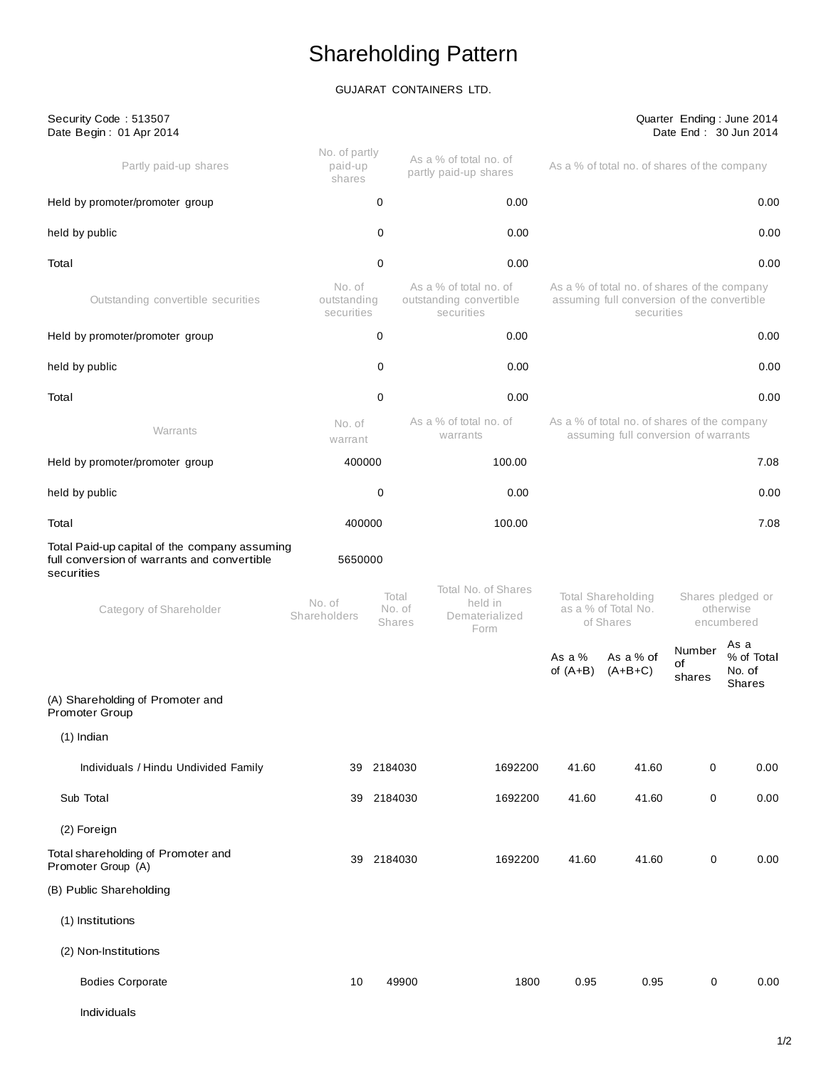# Shareholding Pattern

GUJARAT CONTAINERS LTD.

Security Code : 513507
Date Begin : 01 Apr 2014

Quarter Ending : June 2014
Date End : 30 Jun 2014

| Partly paid-up shares | No. of partly paid-up shares | As a % of total no. of partly paid-up shares | As a % of total no. of shares of the company |
|---|---|---|---|
| Held by promoter/promoter group | 0 | 0.00 | 0.00 |
| held by public | 0 | 0.00 | 0.00 |
| Total | 0 | 0.00 | 0.00 |
| **Outstanding convertible securities** | **No. of outstanding securities** | **As a % of total no. of outstanding convertible securities** | **As a % of total no. of shares of the company assuming full conversion of the convertible securities** |
| Held by promoter/promoter group | 0 | 0.00 | 0.00 |
| held by public | 0 | 0.00 | 0.00 |
| Total | 0 | 0.00 | 0.00 |
| **Warrants** | **No. of warrant** | **As a % of total no. of warrants** | **As a % of total no. of shares of the company assuming full conversion of warrants** |
| Held by promoter/promoter group | 400000 | 100.00 | 7.08 |
| held by public | 0 | 0.00 | 0.00 |
| Total | 400000 | 100.00 | 7.08 |
| Total Paid-up capital of the company assuming full conversion of warrants and convertible securities | 5650000 | | |

| Category of Shareholder | No. of Shareholders | Total No. of Shares | Total No. of Shares held in Dematerialized Form | Total Shareholding as a % of Total No. of Shares | | Shares pledged or otherwise encumbered | |
|---|---|---|---|---|---|---|---|
| | | | | As a % of (A+B) | As a % of (A+B+C) | Number of shares | As a % of Total No. of Shares |
| (A) Shareholding of Promoter and Promoter Group | | | | | | | |
| (1) Indian | | | | | | | |
| Individuals / Hindu Undivided Family | 39 | 2184030 | 1692200 | 41.60 | 41.60 | 0 | 0.00 |
| Sub Total | 39 | 2184030 | 1692200 | 41.60 | 41.60 | 0 | 0.00 |
| (2) Foreign | | | | | | | |
| Total shareholding of Promoter and Promoter Group (A) | 39 | 2184030 | 1692200 | 41.60 | 41.60 | 0 | 0.00 |
| (B) Public Shareholding | | | | | | | |
| (1) Institutions | | | | | | | |
| (2) Non-Institutions | | | | | | | |
| Bodies Corporate | 10 | 49900 | 1800 | 0.95 | 0.95 | 0 | 0.00 |
| Individuals | | | | | | | |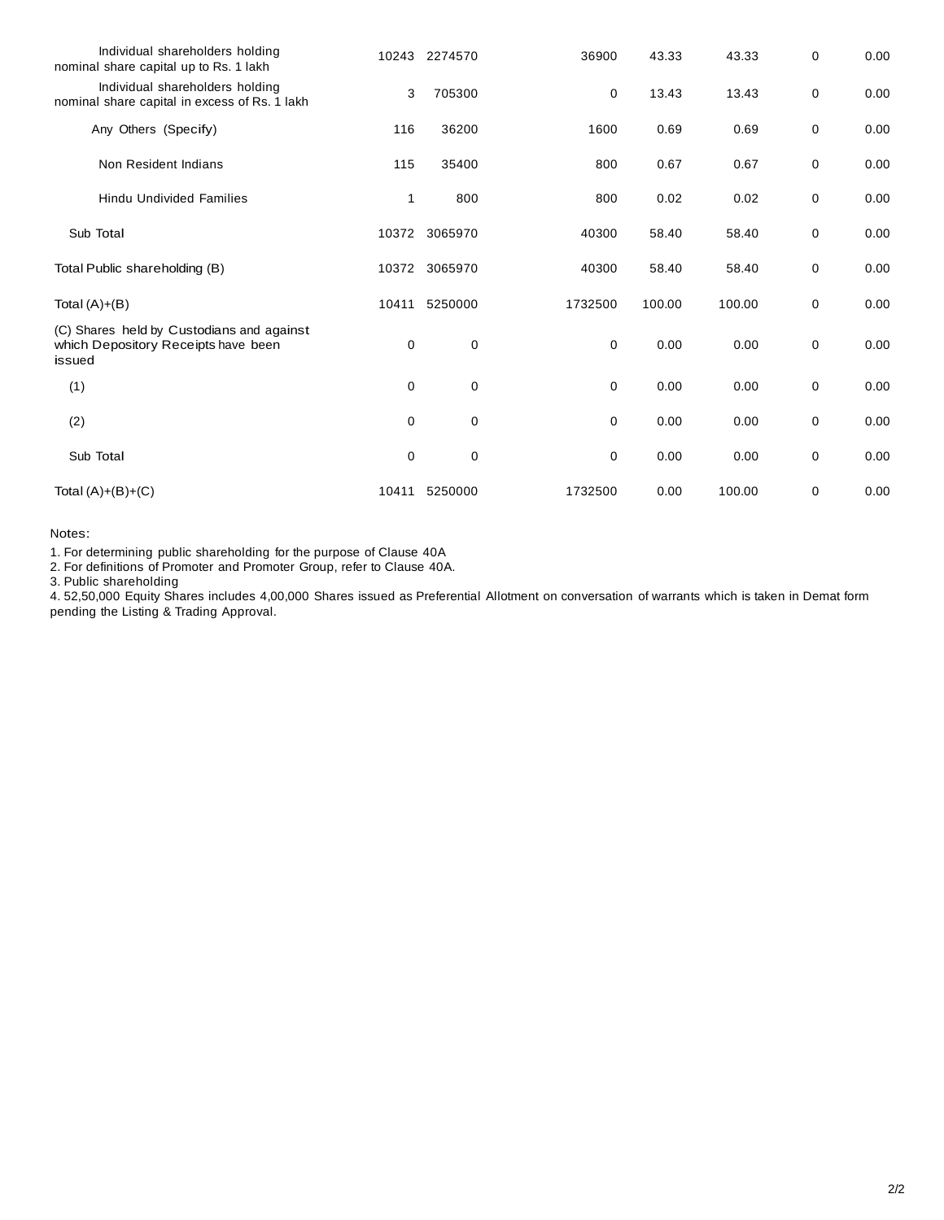| | | | | | | | |
|---|---|---|---|---|---|---|---|
| Individual shareholders holding nominal share capital up to Rs. 1 lakh | 10243 | 2274570 | 36900 | 43.33 | 43.33 | 0 | 0.00 |
| Individual shareholders holding nominal share capital in excess of Rs. 1 lakh | 3 | 705300 | 0 | 13.43 | 13.43 | 0 | 0.00 |
| Any Others (Specify) | 116 | 36200 | 1600 | 0.69 | 0.69 | 0 | 0.00 |
| Non Resident Indians | 115 | 35400 | 800 | 0.67 | 0.67 | 0 | 0.00 |
| Hindu Undivided Families | 1 | 800 | 800 | 0.02 | 0.02 | 0 | 0.00 |
| Sub Total | 10372 | 3065970 | 40300 | 58.40 | 58.40 | 0 | 0.00 |
| Total Public shareholding (B) | 10372 | 3065970 | 40300 | 58.40 | 58.40 | 0 | 0.00 |
| Total (A)+(B) | 10411 | 5250000 | 1732500 | 100.00 | 100.00 | 0 | 0.00 |
| (C) Shares held by Custodians and against which Depository Receipts have been issued | 0 | 0 | 0 | 0.00 | 0.00 | 0 | 0.00 |
| (1) | 0 | 0 | 0 | 0.00 | 0.00 | 0 | 0.00 |
| (2) | 0 | 0 | 0 | 0.00 | 0.00 | 0 | 0.00 |
| Sub Total | 0 | 0 | 0 | 0.00 | 0.00 | 0 | 0.00 |
| Total (A)+(B)+(C) | 10411 | 5250000 | 1732500 | 0.00 | 100.00 | 0 | 0.00 |

Notes:

1. For determining public shareholding for the purpose of Clause 40A
2. For definitions of Promoter and Promoter Group, refer to Clause 40A.
3. Public shareholding
4. 52,50,000 Equity Shares includes 4,00,000 Shares issued as Preferential Allotment on conversation of warrants which is taken in Demat form pending the Listing & Trading Approval.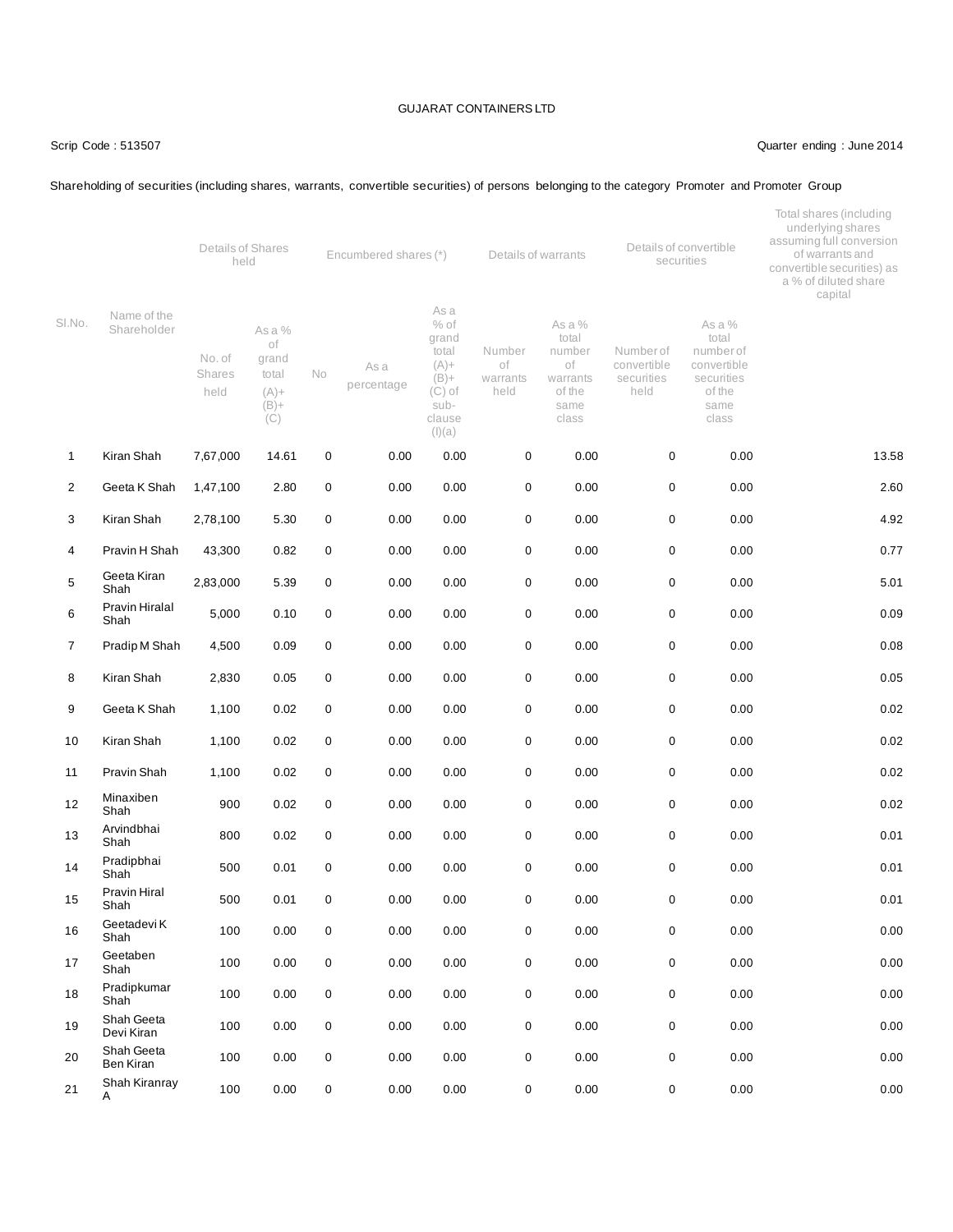GUJARAT CONTAINERS LTD

Scrip Code : 513507

Quarter ending : June 2014

Shareholding of securities (including shares, warrants, convertible securities) of persons belonging to the category Promoter and Promoter Group

| Sl.No. | Name of the Shareholder | Details of Shares held | | Encumbered shares (*) | | | Details of warrants | | Details of convertible securities | | Total shares (including underlying shares assuming full conversion of warrants and convertible securities) as a % of diluted share capital |
|---|---|---|---|---|---|---|---|---|---|---|---|
| | | No. of Shares held | As a % of grand total (A)+ (B)+ (C) | No | As a percentage | As a % of grand total (A)+ (B)+ (C) of sub-clause (I)(a) | Number of warrants held | As a % total number of warrants of the same class | Number of convertible securities held | As a % total number of convertible securities of the same class | |
| 1 | Kiran Shah | 7,67,000 | 14.61 | 0 | 0.00 | 0.00 | 0 | 0.00 | 0 | 0.00 | 13.58 |
| 2 | Geeta K Shah | 1,47,100 | 2.80 | 0 | 0.00 | 0.00 | 0 | 0.00 | 0 | 0.00 | 2.60 |
| 3 | Kiran Shah | 2,78,100 | 5.30 | 0 | 0.00 | 0.00 | 0 | 0.00 | 0 | 0.00 | 4.92 |
| 4 | Pravin H Shah | 43,300 | 0.82 | 0 | 0.00 | 0.00 | 0 | 0.00 | 0 | 0.00 | 0.77 |
| 5 | Geeta Kiran Shah | 2,83,000 | 5.39 | 0 | 0.00 | 0.00 | 0 | 0.00 | 0 | 0.00 | 5.01 |
| 6 | Pravin Hiralal Shah | 5,000 | 0.10 | 0 | 0.00 | 0.00 | 0 | 0.00 | 0 | 0.00 | 0.09 |
| 7 | Pradip M Shah | 4,500 | 0.09 | 0 | 0.00 | 0.00 | 0 | 0.00 | 0 | 0.00 | 0.08 |
| 8 | Kiran Shah | 2,830 | 0.05 | 0 | 0.00 | 0.00 | 0 | 0.00 | 0 | 0.00 | 0.05 |
| 9 | Geeta K Shah | 1,100 | 0.02 | 0 | 0.00 | 0.00 | 0 | 0.00 | 0 | 0.00 | 0.02 |
| 10 | Kiran Shah | 1,100 | 0.02 | 0 | 0.00 | 0.00 | 0 | 0.00 | 0 | 0.00 | 0.02 |
| 11 | Pravin Shah | 1,100 | 0.02 | 0 | 0.00 | 0.00 | 0 | 0.00 | 0 | 0.00 | 0.02 |
| 12 | Minaxiben Shah | 900 | 0.02 | 0 | 0.00 | 0.00 | 0 | 0.00 | 0 | 0.00 | 0.02 |
| 13 | Arvindbhai Shah | 800 | 0.02 | 0 | 0.00 | 0.00 | 0 | 0.00 | 0 | 0.00 | 0.01 |
| 14 | Pradipbhai Shah | 500 | 0.01 | 0 | 0.00 | 0.00 | 0 | 0.00 | 0 | 0.00 | 0.01 |
| 15 | Pravin Hiral Shah | 500 | 0.01 | 0 | 0.00 | 0.00 | 0 | 0.00 | 0 | 0.00 | 0.01 |
| 16 | Geetadevi K Shah | 100 | 0.00 | 0 | 0.00 | 0.00 | 0 | 0.00 | 0 | 0.00 | 0.00 |
| 17 | Geetaben Shah | 100 | 0.00 | 0 | 0.00 | 0.00 | 0 | 0.00 | 0 | 0.00 | 0.00 |
| 18 | Pradipkumar Shah | 100 | 0.00 | 0 | 0.00 | 0.00 | 0 | 0.00 | 0 | 0.00 | 0.00 |
| 19 | Shah Geeta Devi Kiran | 100 | 0.00 | 0 | 0.00 | 0.00 | 0 | 0.00 | 0 | 0.00 | 0.00 |
| 20 | Shah Geeta Ben Kiran | 100 | 0.00 | 0 | 0.00 | 0.00 | 0 | 0.00 | 0 | 0.00 | 0.00 |
| 21 | Shah Kiranray A | 100 | 0.00 | 0 | 0.00 | 0.00 | 0 | 0.00 | 0 | 0.00 | 0.00 |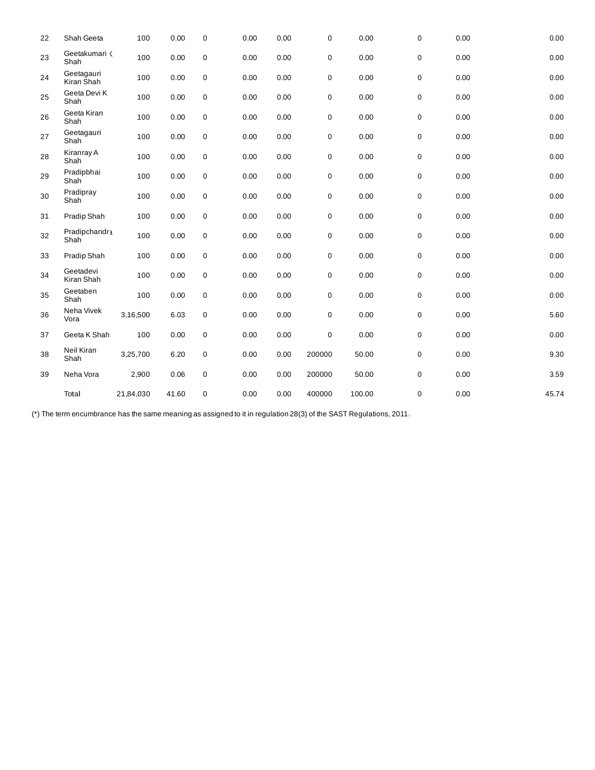| | | | | | | | | | | | |
|---|---|---|---|---|---|---|---|---|---|---|---|
| 22 | Shah Geeta | 100 | 0.00 | 0 | 0.00 | 0.00 | 0 | 0.00 | 0 | 0.00 | 0.00 |
| 23 | Geetakumari K Shah | 100 | 0.00 | 0 | 0.00 | 0.00 | 0 | 0.00 | 0 | 0.00 | 0.00 |
| 24 | Geetagauri Kiran Shah | 100 | 0.00 | 0 | 0.00 | 0.00 | 0 | 0.00 | 0 | 0.00 | 0.00 |
| 25 | Geeta Devi K Shah | 100 | 0.00 | 0 | 0.00 | 0.00 | 0 | 0.00 | 0 | 0.00 | 0.00 |
| 26 | Geeta Kiran Shah | 100 | 0.00 | 0 | 0.00 | 0.00 | 0 | 0.00 | 0 | 0.00 | 0.00 |
| 27 | Geetagauri Shah | 100 | 0.00 | 0 | 0.00 | 0.00 | 0 | 0.00 | 0 | 0.00 | 0.00 |
| 28 | Kiranray A Shah | 100 | 0.00 | 0 | 0.00 | 0.00 | 0 | 0.00 | 0 | 0.00 | 0.00 |
| 29 | Pradipbhai Shah | 100 | 0.00 | 0 | 0.00 | 0.00 | 0 | 0.00 | 0 | 0.00 | 0.00 |
| 30 | Pradipray Shah | 100 | 0.00 | 0 | 0.00 | 0.00 | 0 | 0.00 | 0 | 0.00 | 0.00 |
| 31 | Pradip Shah | 100 | 0.00 | 0 | 0.00 | 0.00 | 0 | 0.00 | 0 | 0.00 | 0.00 |
| 32 | Pradipchandra Shah | 100 | 0.00 | 0 | 0.00 | 0.00 | 0 | 0.00 | 0 | 0.00 | 0.00 |
| 33 | Pradip Shah | 100 | 0.00 | 0 | 0.00 | 0.00 | 0 | 0.00 | 0 | 0.00 | 0.00 |
| 34 | Geetadevi Kiran Shah | 100 | 0.00 | 0 | 0.00 | 0.00 | 0 | 0.00 | 0 | 0.00 | 0.00 |
| 35 | Geetaben Shah | 100 | 0.00 | 0 | 0.00 | 0.00 | 0 | 0.00 | 0 | 0.00 | 0.00 |
| 36 | Neha Vivek Vora | 3,16,500 | 6.03 | 0 | 0.00 | 0.00 | 0 | 0.00 | 0 | 0.00 | 5.60 |
| 37 | Geeta K Shah | 100 | 0.00 | 0 | 0.00 | 0.00 | 0 | 0.00 | 0 | 0.00 | 0.00 |
| 38 | Neil Kiran Shah | 3,25,700 | 6.20 | 0 | 0.00 | 0.00 | 200000 | 50.00 | 0 | 0.00 | 9.30 |
| 39 | Neha Vora | 2,900 | 0.06 | 0 | 0.00 | 0.00 | 200000 | 50.00 | 0 | 0.00 | 3.59 |
| | Total | 21,84,030 | 41.60 | 0 | 0.00 | 0.00 | 400000 | 100.00 | 0 | 0.00 | 45.74 |

(*) The term encumbrance has the same meaning as assigned to it in regulation 28(3) of the SAST Regulations, 2011.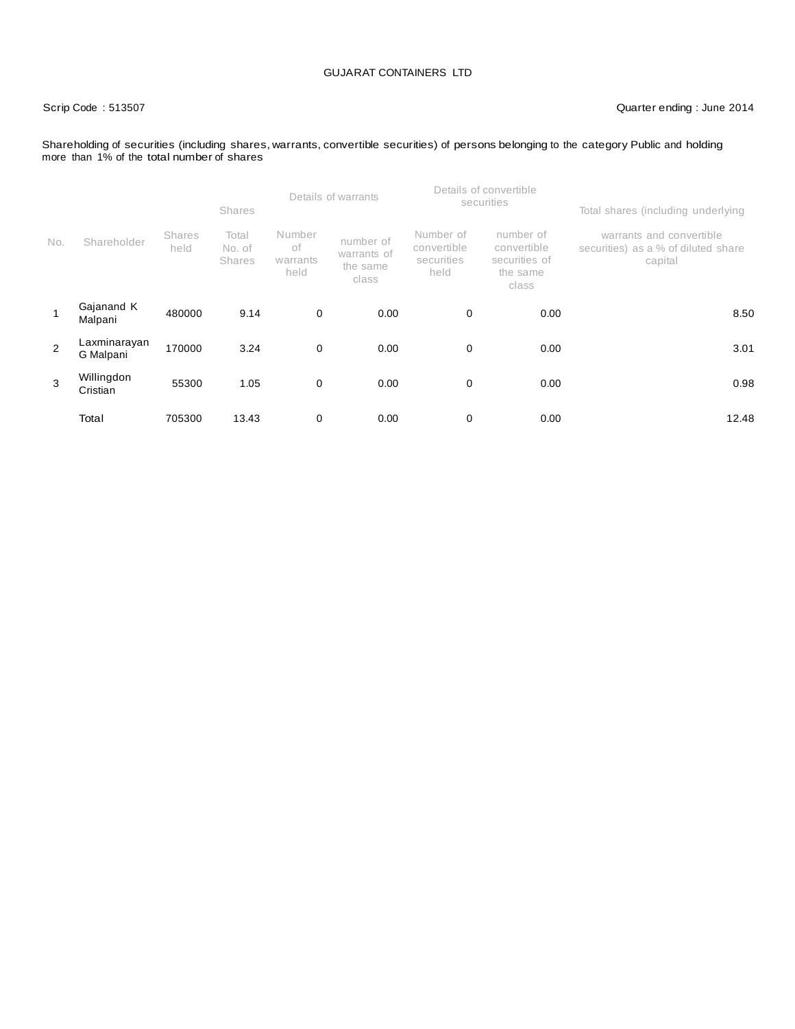GUJARAT CONTAINERS LTD

Scrip Code : 513507

Quarter ending : June 2014

Shareholding of securities (including shares, warrants, convertible securities) of persons belonging to the category Public and holding more than 1% of the total number of shares

| No. | Shareholder | Shares held | Shares | Details of warrants | | Details of convertible securities | | Total shares (including underlying |
|---|---|---|---|---|---|---|---|---|
| | | | Total No. of Shares | Number of warrants held | number of warrants of the same class | Number of convertible securities held | number of convertible securities of the same class | warrants and convertible securities) as a % of diluted share capital |
| 1 | Gajanand K Malpani | 480000 | 9.14 | 0 | 0.00 | 0 | 0.00 | 8.50 |
| 2 | Laxminarayan G Malpani | 170000 | 3.24 | 0 | 0.00 | 0 | 0.00 | 3.01 |
| 3 | Willingdon Cristian | 55300 | 1.05 | 0 | 0.00 | 0 | 0.00 | 0.98 |
| | Total | 705300 | 13.43 | 0 | 0.00 | 0 | 0.00 | 12.48 |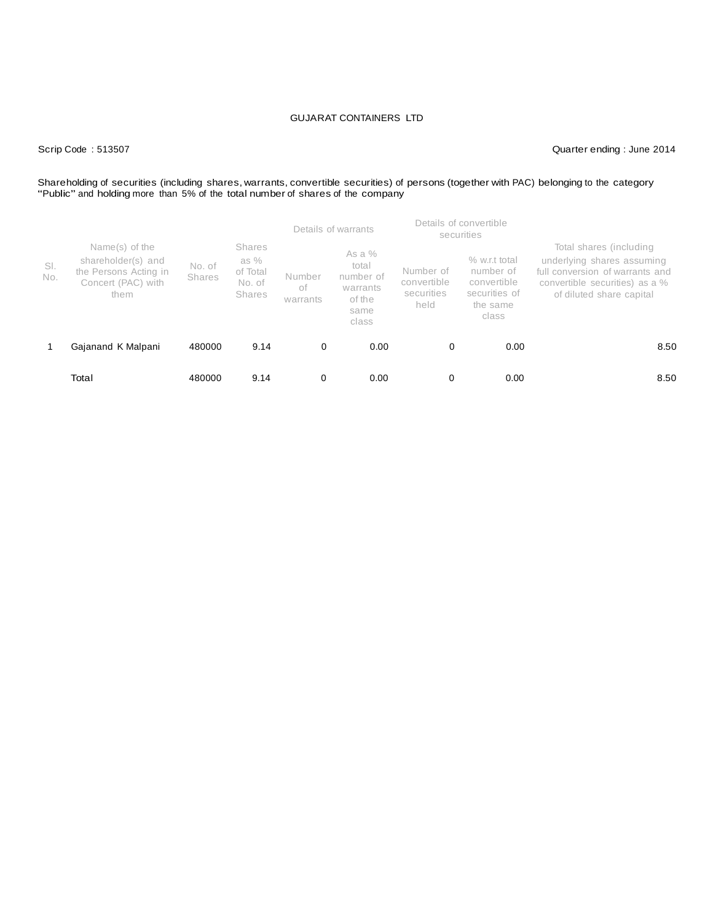GUJARAT CONTAINERS LTD

Scrip Code : 513507

Quarter ending : June 2014

Shareholding of securities (including shares, warrants, convertible securities) of persons (together with PAC) belonging to the category "Public" and holding more than 5% of the total number of shares of the company

| Sl. No. | Name(s) of the shareholder(s) and the Persons Acting in Concert (PAC) with them | No. of Shares | Shares as % of Total No. of Shares | Details of warrants | | Details of convertible securities | | Total shares (including underlying shares assuming full conversion of warrants and convertible securities) as a % of diluted share capital |
|---|---|---|---|---|---|---|---|---|
| | | | | Number of warrants | As a % total number of warrants of the same class | Number of convertible securities held | % w.r.t total number of convertible securities of the same class | |
| 1 | Gajanand K Malpani | 480000 | 9.14 | 0 | 0.00 | 0 | 0.00 | 8.50 |
| | Total | 480000 | 9.14 | 0 | 0.00 | 0 | 0.00 | 8.50 |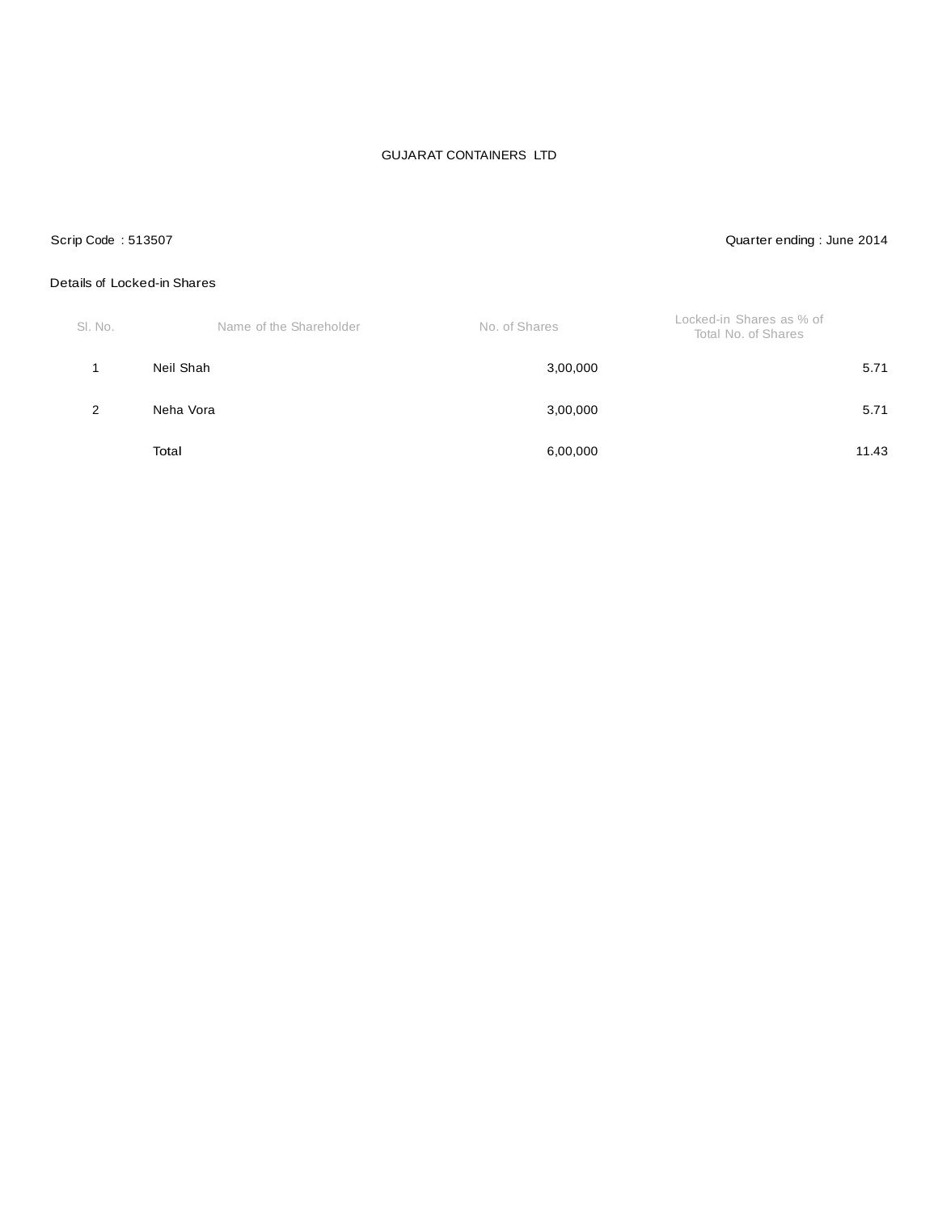GUJARAT CONTAINERS LTD

Scrip Code : 513507

Quarter ending : June 2014

Details of Locked-in Shares

| Sl. No. | Name of the Shareholder | No. of Shares | Locked-in Shares as % of Total No. of Shares |
|---|---|---|---|
| 1 | Neil Shah | 3,00,000 | 5.71 |
| 2 | Neha Vora | 3,00,000 | 5.71 |
| | Total | 6,00,000 | 11.43 |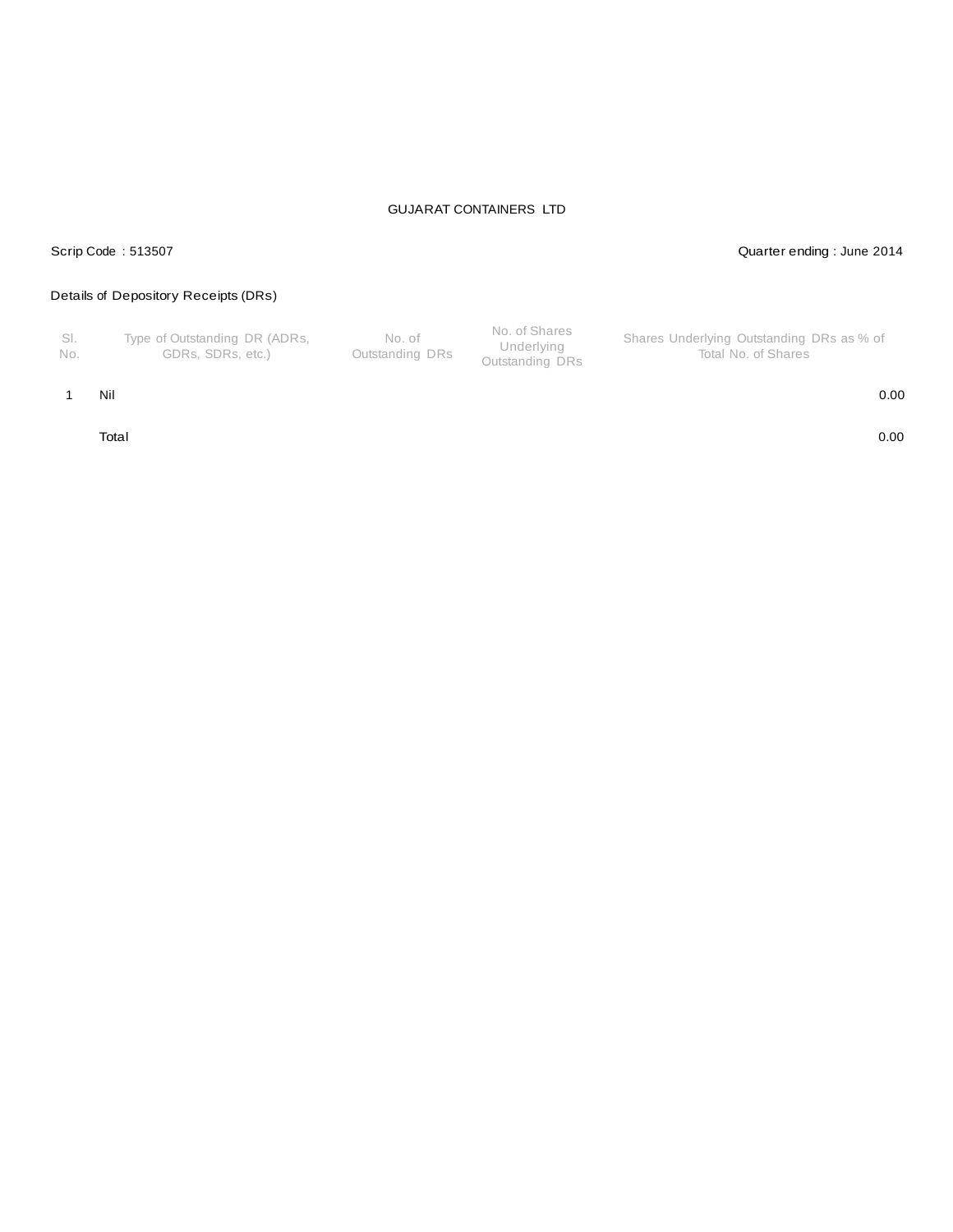GUJARAT CONTAINERS LTD

Scrip Code : 513507

Quarter ending : June 2014

Details of Depository Receipts (DRs)

| Sl. No. | Type of Outstanding DR (ADRs, GDRs, SDRs, etc.) | No. of Outstanding DRs | No. of Shares Underlying Outstanding DRs | Shares Underlying Outstanding DRs as % of Total No. of Shares |
|---|---|---|---|---|
| 1 | Nil | | | 0.00 |
| | Total | | | 0.00 |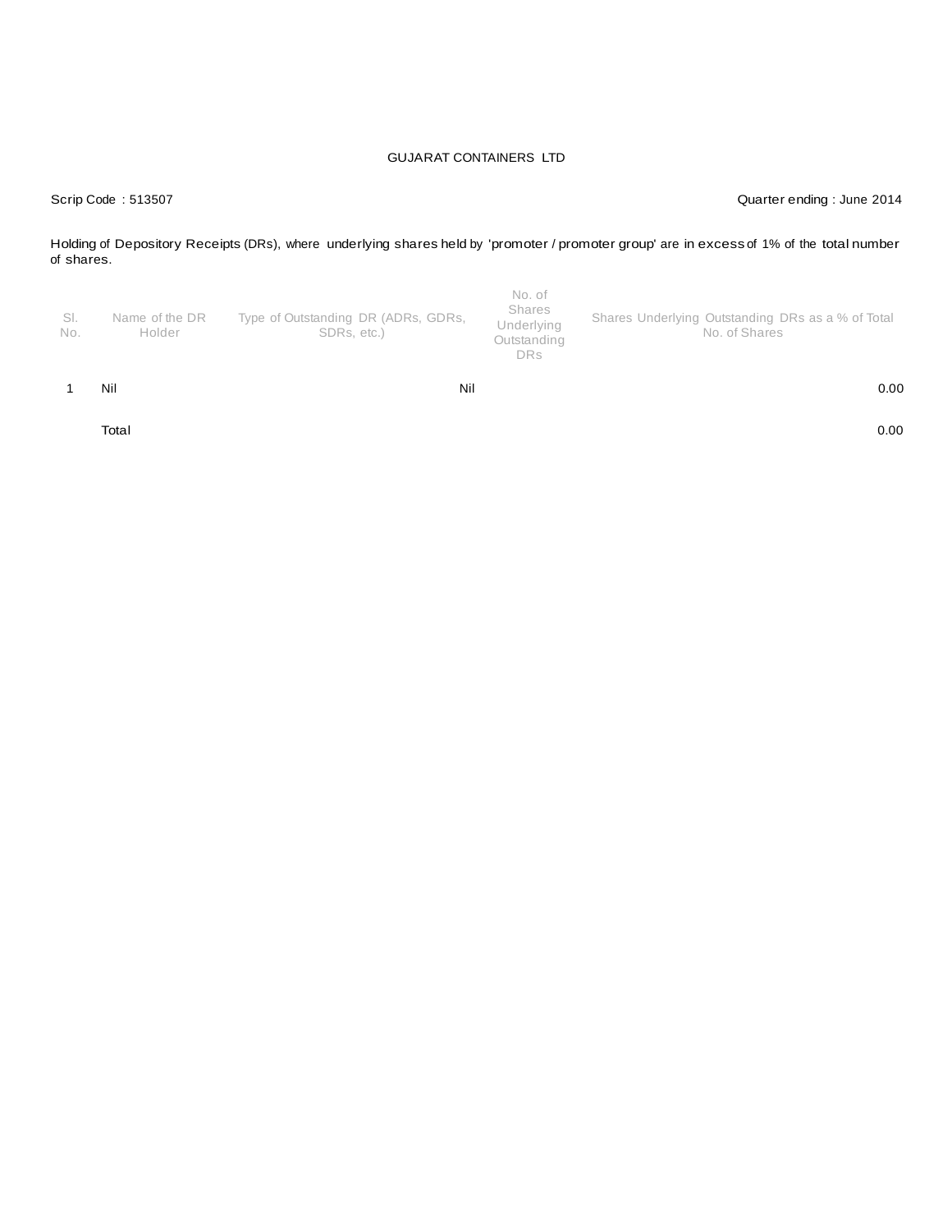GUJARAT CONTAINERS LTD

Scrip Code : 513507

Quarter ending : June 2014

Holding of Depository Receipts (DRs), where underlying shares held by 'promoter / promoter group' are in excess of 1% of the total number of shares.

| Sl. No. | Name of the DR Holder | Type of Outstanding DR (ADRs, GDRs, SDRs, etc.) | No. of Shares Underlying Outstanding DRs | Shares Underlying Outstanding DRs as a % of Total No. of Shares |
|---|---|---|---|---|
| 1 | Nil | Nil | | 0.00 |
| | Total | | | 0.00 |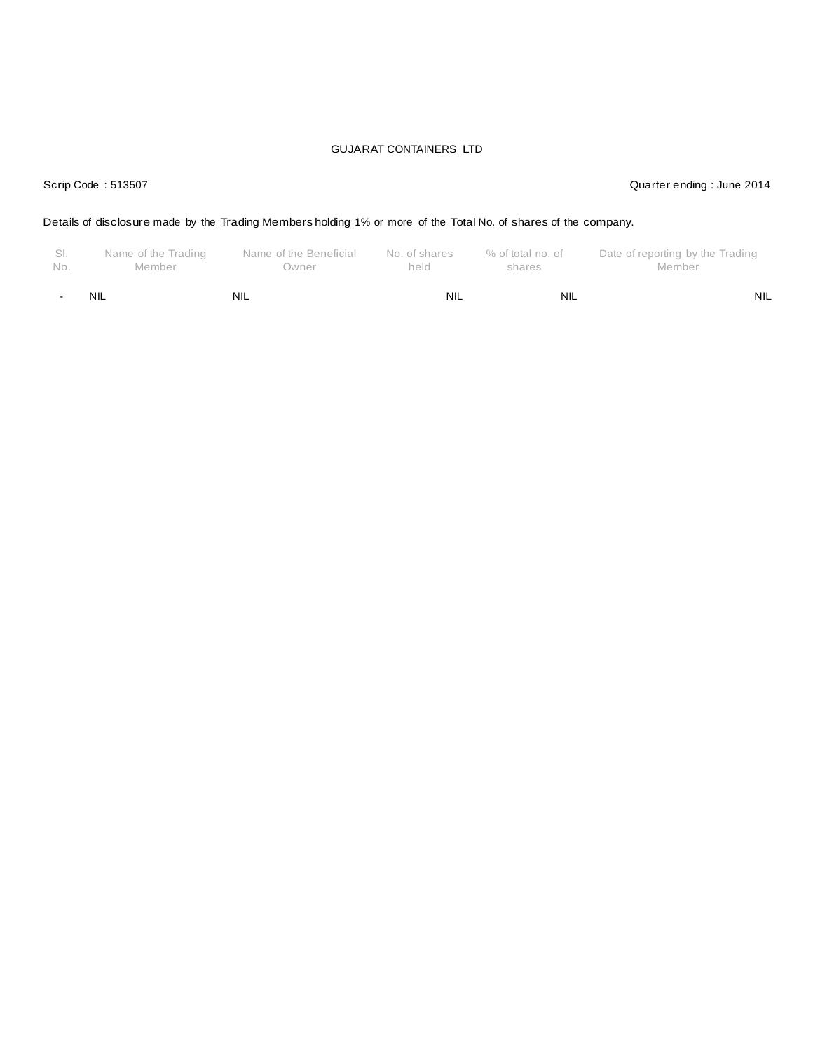GUJARAT CONTAINERS LTD

Scrip Code : 513507

Quarter ending : June 2014

Details of disclosure made by the Trading Members holding 1% or more of the Total No. of shares of the company.

| Sl. No. | Name of the Trading Member | Name of the Beneficial Owner | No. of shares held | % of total no. of shares | Date of reporting by the Trading Member |
|---|---|---|---|---|---|
| - | NIL | NIL | NIL | NIL | NIL |